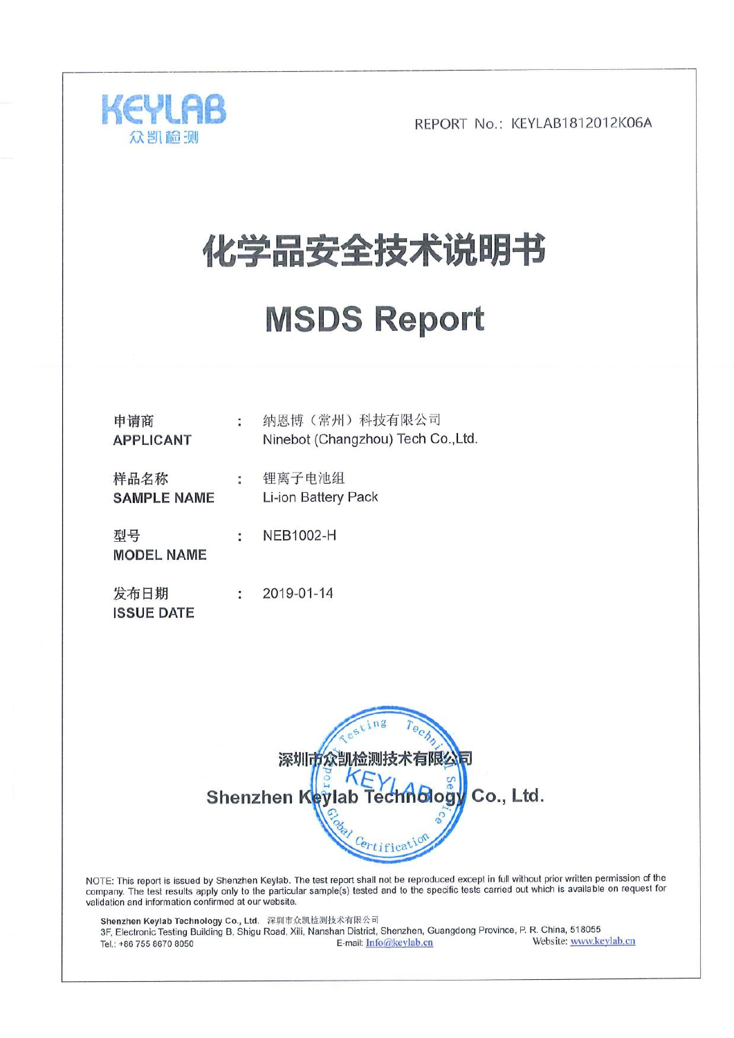KEYLAB
众凯检测

REPORT No.: KEYLAB1812012K06A

# 化学品安全技术说明书

# MSDS Report

| | | |
|---|---|---|
| 申请商<br>**APPLICANT** | : | 纳恩博（常州）科技有限公司<br>Ninebot (Changzhou) Tech Co.,Ltd. |
| 样品名称<br>**SAMPLE NAME** | : | 锂离子电池组<br>Li-ion Battery Pack |
| 型号<br>**MODEL NAME** | : | NEB1002-H |
| 发布日期<br>**ISSUE DATE** | : | 2019-01-14 |

**深圳市众凯检测技术有限公司**

**Shenzhen Keylab Technology Co., Ltd.**

NOTE: This report is issued by Shenzhen Keylab. The test report shall not be reproduced except in full without prior written permission of the company. The test results apply only to the particular sample(s) tested and to the specific tests carried out which is available on request for validation and information confirmed at our website.

**Shenzhen Keylab Technology Co., Ltd.** 深圳市众凯检测技术有限公司
3F, Electronic Testing Building B, Shigu Road, Xili, Nanshan District, Shenzhen, Guangdong Province, P. R. China, 518055
Tel.: +86 755 8670 8050 E-mail: Info@keylab.cn Website: www.keylab.cn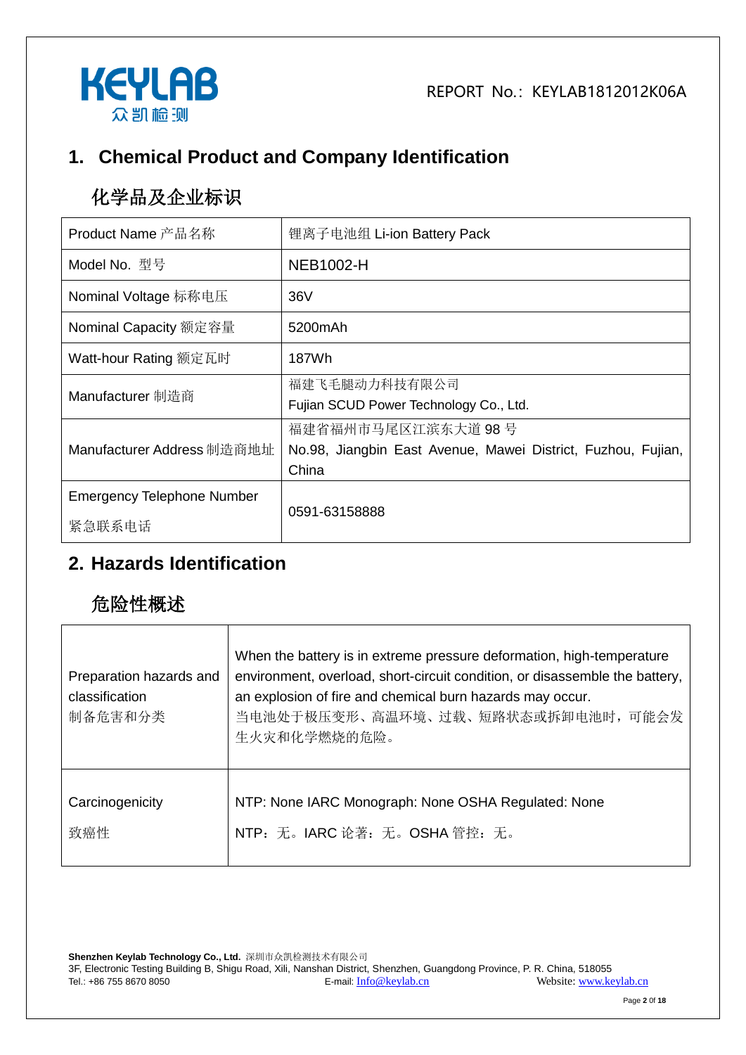## 1. Chemical Product and Company Identification

## 化学品及企业标识

| Product Name 产品名称 | 锂离子电池组 Li-ion Battery Pack |
|---|---|
| Model No. 型号 | NEB1002-H |
| Nominal Voltage 标称电压 | 36V |
| Nominal Capacity 额定容量 | 5200mAh |
| Watt-hour Rating 额定瓦时 | 187Wh |
| Manufacturer 制造商 | 福建飞毛腿动力科技有限公司<br>Fujian SCUD Power Technology Co., Ltd. |
| Manufacturer Address 制造商地址 | 福建省福州市马尾区江滨东大道 98 号<br>No.98, Jiangbin East Avenue, Mawei District, Fuzhou, Fujian, China |
| Emergency Telephone Number<br>紧急联系电话 | 0591-63158888 |

## 2. Hazards Identification

## 危险性概述

| Preparation hazards and classification<br>制备危害和分类 | When the battery is in extreme pressure deformation, high-temperature environment, overload, short-circuit condition, or disassemble the battery, an explosion of fire and chemical burn hazards may occur.<br>当电池处于极压变形、高温环境、过载、短路状态或拆卸电池时，可能会发生火灾和化学燃烧的危险。 |
|---|---|
| Carcinogenicity<br>致癌性 | NTP: None IARC Monograph: None OSHA Regulated: None<br>NTP：无。IARC 论著：无。OSHA 管控：无。 |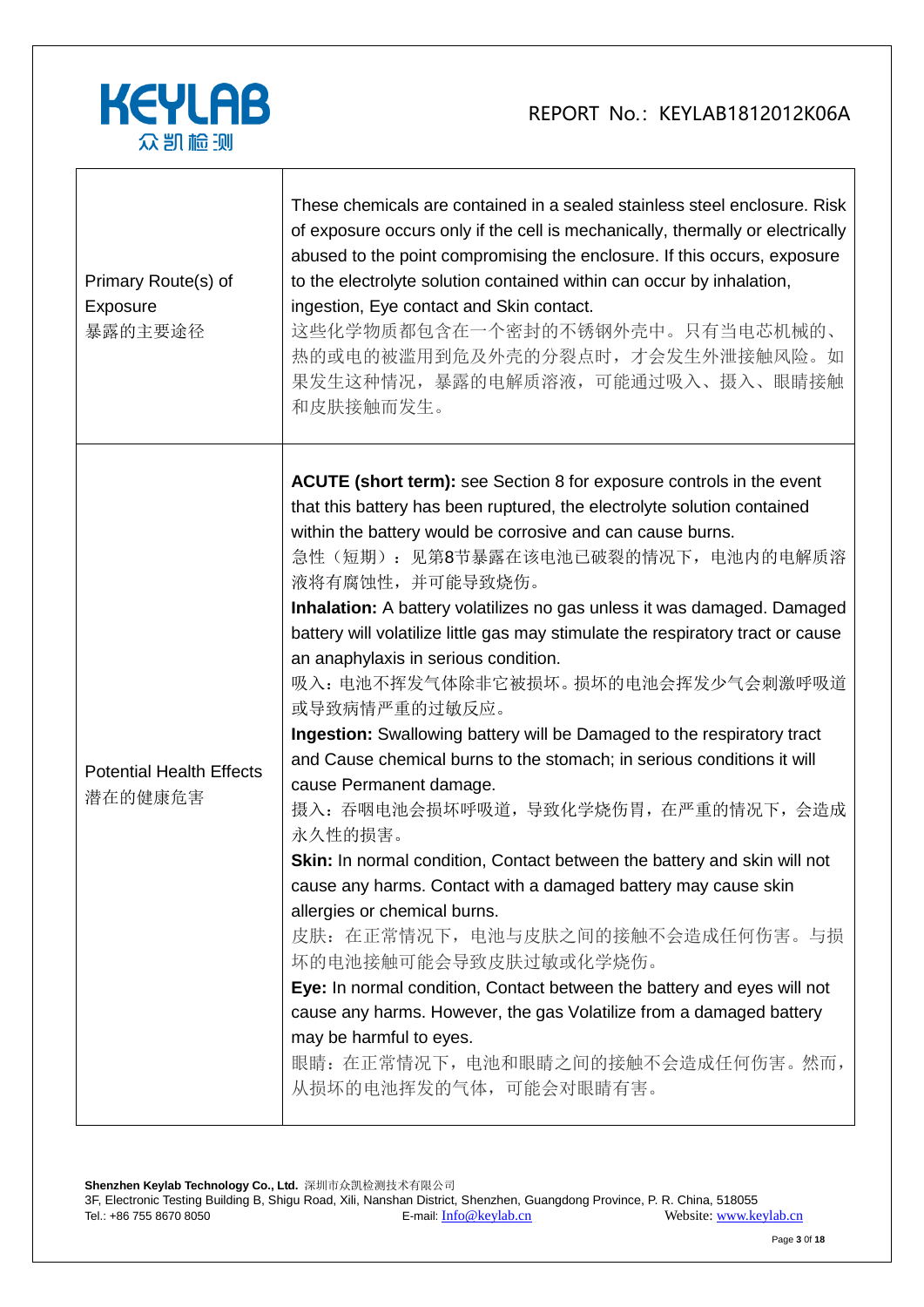| | |
|---|---|
| Primary Route(s) of Exposure<br>暴露的主要途径 | These chemicals are contained in a sealed stainless steel enclosure. Risk of exposure occurs only if the cell is mechanically, thermally or electrically abused to the point compromising the enclosure. If this occurs, exposure to the electrolyte solution contained within can occur by inhalation, ingestion, Eye contact and Skin contact.<br>这些化学物质都包含在一个密封的不锈钢外壳中。只有当电芯机械的、热的或电的被滥用到危及外壳的分裂点时，才会发生外泄接触风险。如果发生这种情况，暴露的电解质溶液，可能通过吸入、摄入、眼睛接触和皮肤接触而发生。 |
| Potential Health Effects<br>潜在的健康危害 | **ACUTE (short term):** see Section 8 for exposure controls in the event that this battery has been ruptured, the electrolyte solution contained within the battery would be corrosive and can cause burns.<br>急性（短期）：见第8节暴露在该电池已破裂的情况下，电池内的电解质溶液将有腐蚀性，并可能导致烧伤。<br>**Inhalation:** A battery volatilizes no gas unless it was damaged. Damaged battery will volatilize little gas may stimulate the respiratory tract or cause an anaphylaxis in serious condition.<br>吸入：电池不挥发气体除非它被损坏。损坏的电池会挥发少气会刺激呼吸道或导致病情严重的过敏反应。<br>**Ingestion:** Swallowing battery will be Damaged to the respiratory tract and Cause chemical burns to the stomach; in serious conditions it will cause Permanent damage.<br>摄入：吞咽电池会损坏呼吸道，导致化学烧伤胃，在严重的情况下，会造成永久性的损害。<br>**Skin:** In normal condition, Contact between the battery and skin will not cause any harms. Contact with a damaged battery may cause skin allergies or chemical burns.<br>皮肤：在正常情况下，电池与皮肤之间的接触不会造成任何伤害。与损坏的电池接触可能会导致皮肤过敏或化学烧伤。<br>**Eye:** In normal condition, Contact between the battery and eyes will not cause any harms. However, the gas Volatilize from a damaged battery may be harmful to eyes.<br>眼睛：在正常情况下，电池和眼睛之间的接触不会造成任何伤害。然而，从损坏的电池挥发的气体，可能会对眼睛有害。 |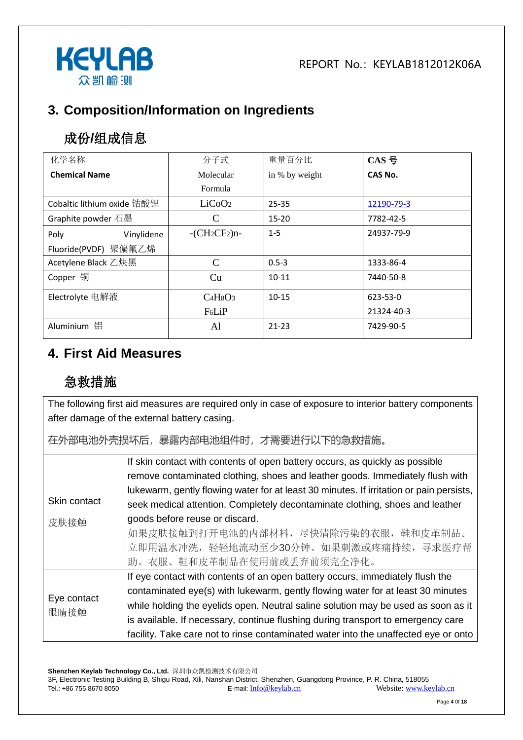## 3. Composition/Information on Ingredients

## 成份/组成信息

| 化学名称<br>**Chemical Name** | 分子式<br>Molecular Formula | 重量百分比<br>in % by weight | **CAS 号**<br>**CAS No.** |
|---|---|---|---|
| Cobaltic lithium oxide 钴酸锂 | $LiCoO_2$ | 25-35 | 12190-79-3 |
| Graphite powder 石墨 | C | 15-20 | 7782-42-5 |
| Poly Vinylidene Fluoride(PVDF) 聚偏氟乙烯 | $-(CH_2CF_2)n-$ | 1-5 | 24937-79-9 |
| Acetylene Black 乙炔黑 | C | 0.5-3 | 1333-86-4 |
| Copper 铜 | Cu | 10-11 | 7440-50-8 |
| Electrolyte 电解液 | $C_4H_8O_3$<br>$F_6LiP$ | 10-15 | 623-53-0<br>21324-40-3 |
| Aluminium 铝 | Al | 21-23 | 7429-90-5 |

## 4. First Aid Measures

## 急救措施

The following first aid measures are required only in case of exposure to interior battery components after damage of the external battery casing.

在外部电池外壳损坏后，暴露内部电池组件时，才需要进行以下的急救措施。

| | |
|---|---|
| Skin contact<br>皮肤接触 | If skin contact with contents of open battery occurs, as quickly as possible remove contaminated clothing, shoes and leather goods. Immediately flush with lukewarm, gently flowing water for at least 30 minutes. If irritation or pain persists, seek medical attention. Completely decontaminate clothing, shoes and leather goods before reuse or discard.<br>如果皮肤接触到打开电池的内部材料，尽快清除污染的衣服，鞋和皮革制品。立即用温水冲洗，轻轻地流动至少30分钟。如果刺激或疼痛持续，寻求医疗帮助。衣服、鞋和皮革制品在使用前或丢弃前须完全净化。 |
| Eye contact<br>眼睛接触 | If eye contact with contents of an open battery occurs, immediately flush the contaminated eye(s) with lukewarm, gently flowing water for at least 30 minutes while holding the eyelids open. Neutral saline solution may be used as soon as it is available. If necessary, continue flushing during transport to emergency care facility. Take care not to rinse contaminated water into the unaffected eye or onto |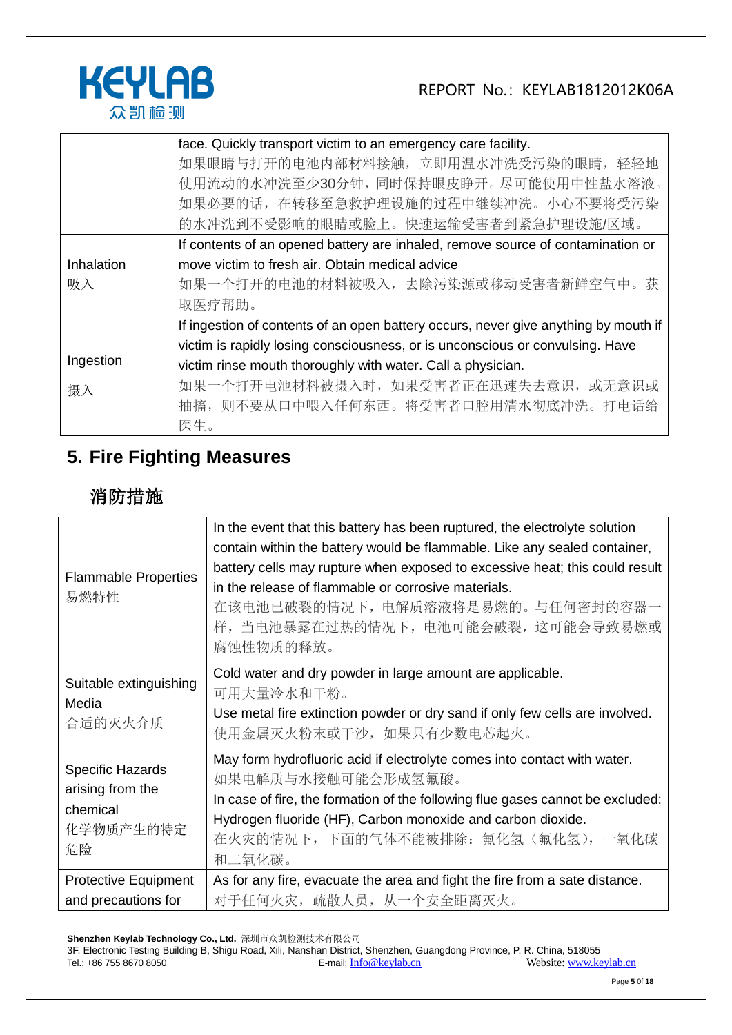| | |
|---|---|
| | face. Quickly transport victim to an emergency care facility.<br>如果眼睛与打开的电池内部材料接触，立即用温水冲洗受污染的眼睛，轻轻地使用流动的水冲洗至少30分钟，同时保持眼皮睁开。尽可能使用中性盐水溶液。如果必要的话，在转移至急救护理设施的过程中继续冲洗。小心不要将受污染的水冲洗到不受影响的眼睛或脸上。快速运输受害者到紧急护理设施/区域。 |
| Inhalation<br>吸入 | If contents of an opened battery are inhaled, remove source of contamination or move victim to fresh air. Obtain medical advice<br>如果一个打开的电池的材料被吸入，去除污染源或移动受害者新鲜空气中。获取医疗帮助。 |
| Ingestion<br>摄入 | If ingestion of contents of an open battery occurs, never give anything by mouth if victim is rapidly losing consciousness, or is unconscious or convulsing. Have victim rinse mouth thoroughly with water. Call a physician.<br>如果一个打开电池材料被摄入时，如果受害者正在迅速失去意识，或无意识或抽搐，则不要从口中喂入任何东西。将受害者口腔用清水彻底冲洗。打电话给医生。 |

## 5. Fire Fighting Measures

## 消防措施

| | |
|---|---|
| Flammable Properties<br>易燃特性 | In the event that this battery has been ruptured, the electrolyte solution contain within the battery would be flammable. Like any sealed container, battery cells may rupture when exposed to excessive heat; this could result in the release of flammable or corrosive materials.<br>在该电池已破裂的情况下，电解质溶液将是易燃的。与任何密封的容器一样，当电池暴露在过热的情况下，电池可能会破裂，这可能会导致易燃或腐蚀性物质的释放。 |
| Suitable extinguishing Media<br>合适的灭火介质 | Cold water and dry powder in large amount are applicable.<br>可用大量冷水和干粉。<br>Use metal fire extinction powder or dry sand if only few cells are involved.<br>使用金属灭火粉末或干沙，如果只有少数电芯起火。 |
| Specific Hazards arising from the chemical<br>化学物质产生的特定危险 | May form hydrofluoric acid if electrolyte comes into contact with water.<br>如果电解质与水接触可能会形成氢氟酸。<br>In case of fire, the formation of the following flue gases cannot be excluded: Hydrogen fluoride (HF), Carbon monoxide and carbon dioxide.<br>在火灾的情况下，下面的气体不能被排除：氟化氢（氟化氢），一氧化碳和二氧化碳。 |
| Protective Equipment and precautions for | As for any fire, evacuate the area and fight the fire from a sate distance.<br>对于任何火灾，疏散人员，从一个安全距离灭火。 |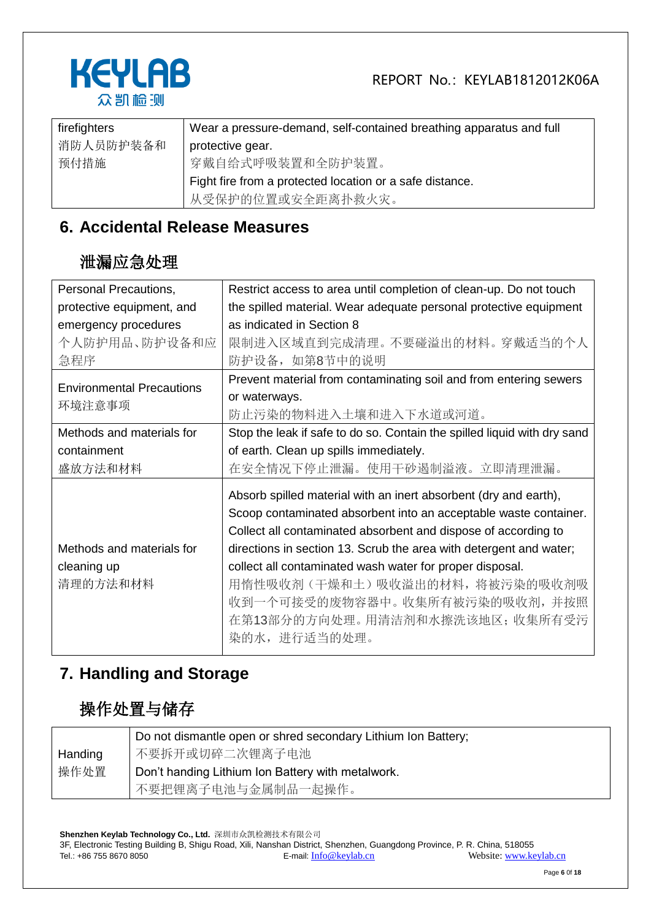| firefighters 消防人员防护装备和预付措施 | Wear a pressure-demand, self-contained breathing apparatus and full protective gear. 穿戴自给式呼吸装置和全防护装置。 Fight fire from a protected location or a safe distance. 从受保护的位置或安全距离扑救火灾。 |
|---|---|

## 6. Accidental Release Measures

## 泄漏应急处理

| Personal Precautions, protective equipment, and emergency procedures 个人防护用品、防护设备和应急程序 | Restrict access to area until completion of clean-up. Do not touch the spilled material. Wear adequate personal protective equipment as indicated in Section 8 限制进入区域直到完成清理。不要碰溢出的材料。穿戴适当的个人防护设备，如第8节中的说明 |
|---|---|
| Environmental Precautions 环境注意事项 | Prevent material from contaminating soil and from entering sewers or waterways. 防止污染的物料进入土壤和进入下水道或河道。 |
| Methods and materials for containment 盛放方法和材料 | Stop the leak if safe to do so. Contain the spilled liquid with dry sand of earth. Clean up spills immediately. 在安全情况下停止泄漏。使用干砂遏制溢液。立即清理泄漏。 |
| Methods and materials for cleaning up 清理的方法和材料 | Absorb spilled material with an inert absorbent (dry and earth), Scoop contaminated absorbent into an acceptable waste container. Collect all contaminated absorbent and dispose of according to directions in section 13. Scrub the area with detergent and water; collect all contaminated wash water for proper disposal. 用惰性吸收剂（干燥和土）吸收溢出的材料，将被污染的吸收剂吸收到一个可接受的废物容器中。收集所有被污染的吸收剂，并按照在第13部分的方向处理。用清洁剂和水擦洗该地区；收集所有受污染的水，进行适当的处理。 |

## 7. Handling and Storage

## 操作处置与储存

| Handing 操作处置 | Do not dismantle open or shred secondary Lithium Ion Battery; 不要拆开或切碎二次锂离子电池 Don't handing Lithium Ion Battery with metalwork. 不要把锂离子电池与金属制品一起操作。 |
|---|---|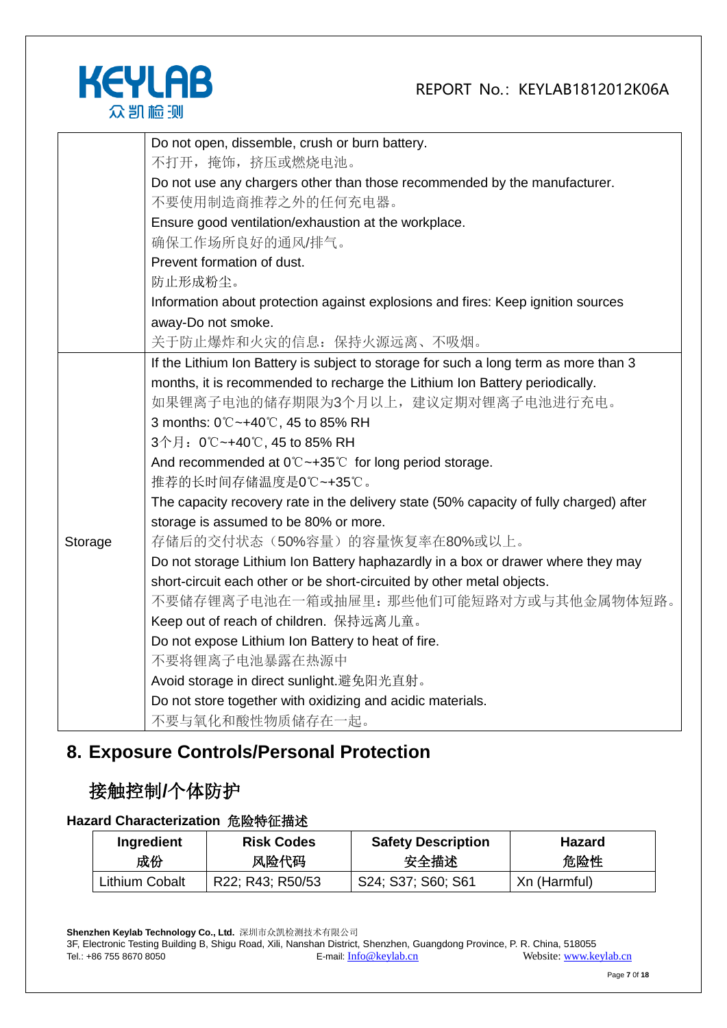| | |
|---|---|
| | Do not open, dissemble, crush or burn battery.<br>不打开，掩饰，挤压或燃烧电池。<br>Do not use any chargers other than those recommended by the manufacturer.<br>不要使用制造商推荐之外的任何充电器。<br>Ensure good ventilation/exhaustion at the workplace.<br>确保工作场所良好的通风/排气。<br>Prevent formation of dust.<br>防止形成粉尘。<br>Information about protection against explosions and fires: Keep ignition sources away-Do not smoke.<br>关于防止爆炸和火灾的信息：保持火源远离、不吸烟。 |
| Storage | If the Lithium Ion Battery is subject to storage for such a long term as more than 3 months, it is recommended to recharge the Lithium Ion Battery periodically.<br>如果锂离子电池的储存期限为3个月以上，建议定期对锂离子电池进行充电。<br>3 months: 0℃~+40℃, 45 to 85% RH<br>3个月：0℃~+40℃, 45 to 85% RH<br>And recommended at 0℃~+35℃ for long period storage.<br>推荐的长时间存储温度是0℃~+35℃。<br>The capacity recovery rate in the delivery state (50% capacity of fully charged) after storage is assumed to be 80% or more.<br>存储后的交付状态（50%容量）的容量恢复率在80%或以上。<br>Do not storage Lithium Ion Battery haphazardly in a box or drawer where they may short-circuit each other or be short-circuited by other metal objects.<br>不要储存锂离子电池在一箱或抽屉里：那些他们可能短路对方或与其他金属物体短路。<br>Keep out of reach of children. 保持远离儿童。<br>Do not expose Lithium Ion Battery to heat of fire.<br>不要将锂离子电池暴露在热源中<br>Avoid storage in direct sunlight.避免阳光直射。<br>Do not store together with oxidizing and acidic materials.<br>不要与氧化和酸性物质储存在一起。 |

## 8. Exposure Controls/Personal Protection

## 接触控制/个体防护

**Hazard Characterization 危险特征描述**

| Ingredient<br>成份 | Risk Codes<br>风险代码 | Safety Description<br>安全描述 | Hazard<br>危险性 |
|---|---|---|---|
| Lithium Cobalt | R22; R43; R50/53 | S24; S37; S60; S61 | Xn (Harmful) |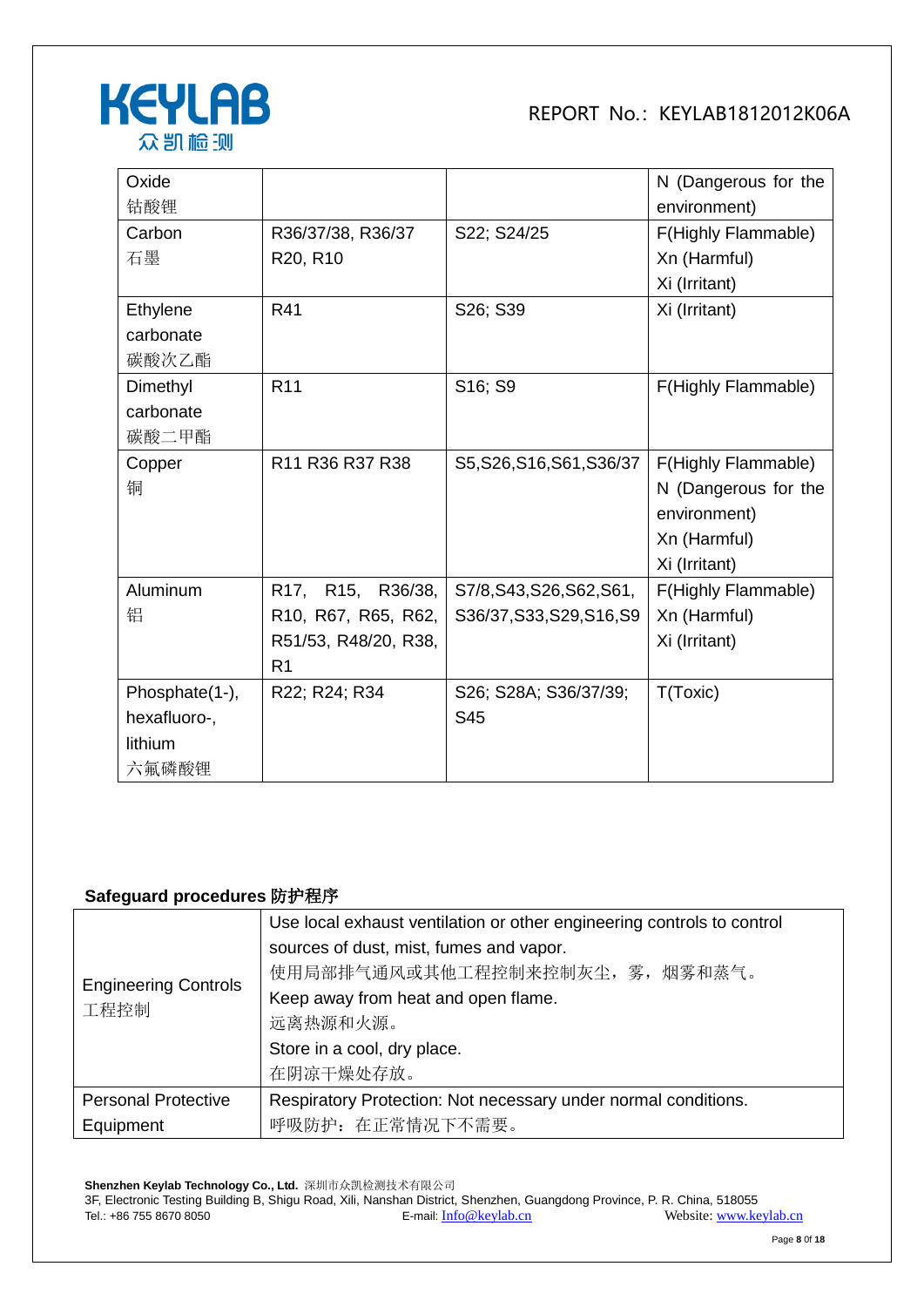| Oxide<br>钴酸锂 | | | N (Dangerous for the environment) |
|---|---|---|---|
| Carbon<br>石墨 | R36/37/38, R36/37<br>R20, R10 | S22; S24/25 | F(Highly Flammable)<br>Xn (Harmful)<br>Xi (Irritant) |
| Ethylene carbonate<br>碳酸次乙酯 | R41 | S26; S39 | Xi (Irritant) |
| Dimethyl carbonate<br>碳酸二甲酯 | R11 | S16; S9 | F(Highly Flammable) |
| Copper<br>铜 | R11 R36 R37 R38 | S5,S26,S16,S61,S36/37 | F(Highly Flammable)<br>N (Dangerous for the environment)<br>Xn (Harmful)<br>Xi (Irritant) |
| Aluminum<br>铝 | R17, R15, R36/38, R10, R67, R65, R62, R51/53, R48/20, R38, R1 | S7/8,S43,S26,S62,S61, S36/37,S33,S29,S16,S9 | F(Highly Flammable)<br>Xn (Harmful)<br>Xi (Irritant) |
| Phosphate(1-), hexafluoro-, lithium<br>六氟磷酸锂 | R22; R24; R34 | S26; S28A; S36/37/39; S45 | T(Toxic) |

**Safeguard procedures 防护程序**

| Engineering Controls<br>工程控制 | Use local exhaust ventilation or other engineering controls to control sources of dust, mist, fumes and vapor.<br>使用局部排气通风或其他工程控制来控制灰尘，雾，烟雾和蒸气。<br>Keep away from heat and open flame.<br>远离热源和火源。<br>Store in a cool, dry place.<br>在阴凉干燥处存放。 |
|---|---|
| Personal Protective Equipment | Respiratory Protection: Not necessary under normal conditions.<br>呼吸防护：在正常情况下不需要。 |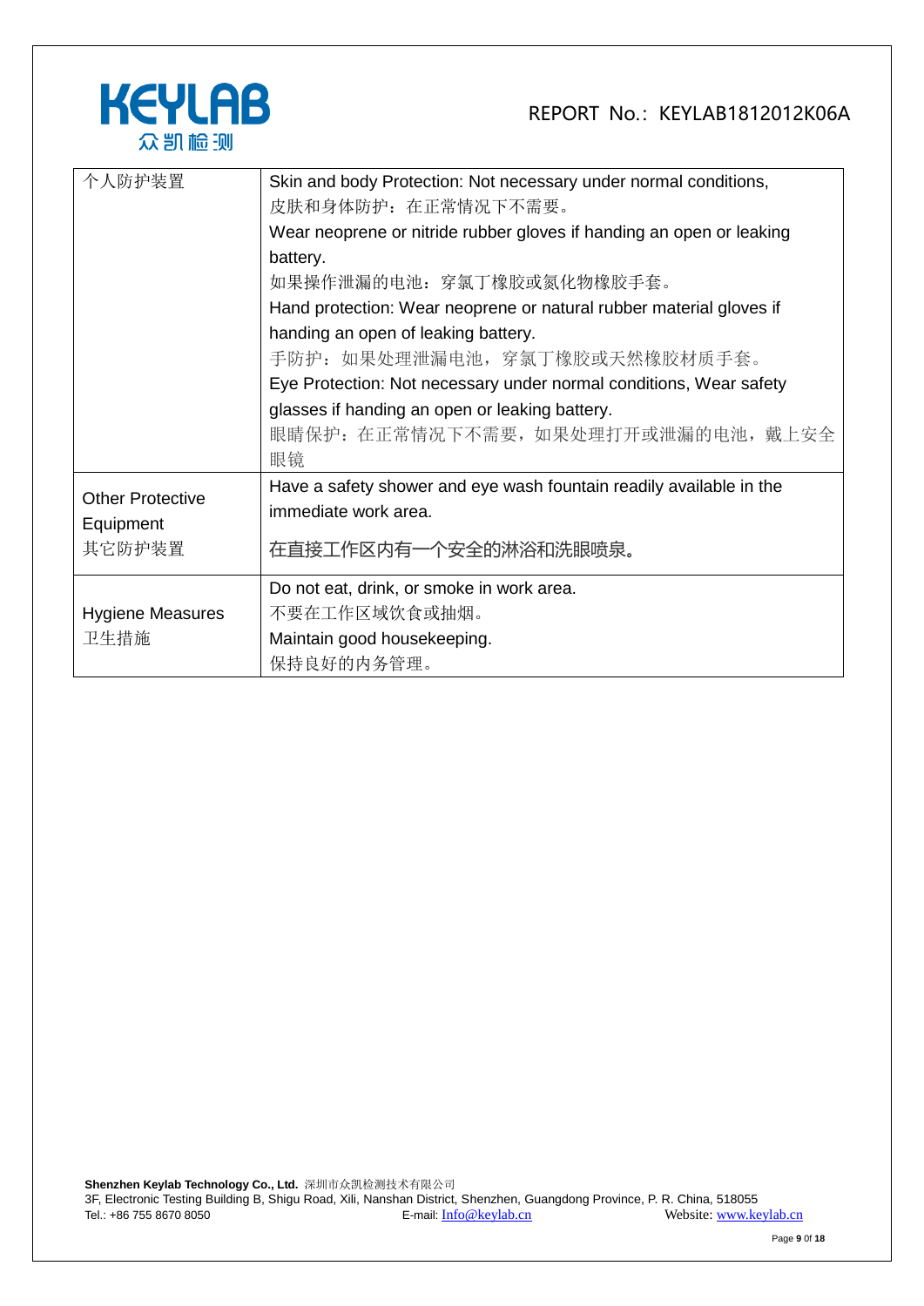| 个人防护装置 | Skin and body Protection: Not necessary under normal conditions,<br>皮肤和身体防护：在正常情况下不需要。<br>Wear neoprene or nitride rubber gloves if handing an open or leaking battery.<br>如果操作泄漏的电池：穿氯丁橡胶或氮化物橡胶手套。<br>Hand protection: Wear neoprene or natural rubber material gloves if handing an open of leaking battery.<br>手防护：如果处理泄漏电池，穿氯丁橡胶或天然橡胶材质手套。<br>Eye Protection: Not necessary under normal conditions, Wear safety glasses if handing an open or leaking battery.<br>眼睛保护：在正常情况下不需要，如果处理打开或泄漏的电池，戴上安全眼镜 |
|---|---|
| Other Protective Equipment<br>其它防护装置 | Have a safety shower and eye wash fountain readily available in the immediate work area.<br>在直接工作区内有一个安全的淋浴和洗眼喷泉。 |
| Hygiene Measures<br>卫生措施 | Do not eat, drink, or smoke in work area.<br>不要在工作区域饮食或抽烟。<br>Maintain good housekeeping.<br>保持良好的内务管理。 |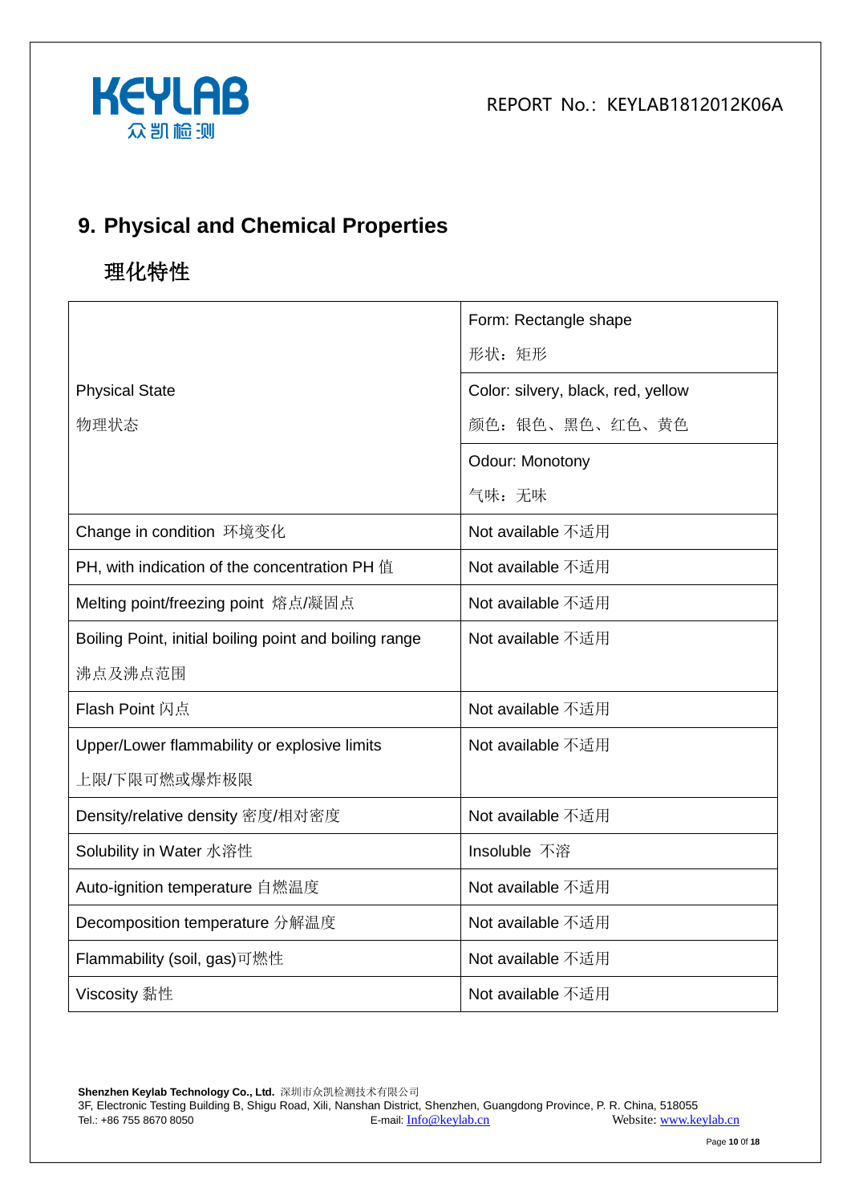## 9. Physical and Chemical Properties

## 理化特性

| | |
|---|---|
| Physical State<br>物理状态 | Form: Rectangle shape<br>形状：矩形 |
| | Color: silvery, black, red, yellow<br>颜色：银色、黑色、红色、黄色 |
| | Odour: Monotony<br>气味：无味 |
| Change in condition 环境变化 | Not available 不适用 |
| PH, with indication of the concentration PH 值 | Not available 不适用 |
| Melting point/freezing point 熔点/凝固点 | Not available 不适用 |
| Boiling Point, initial boiling point and boiling range<br>沸点及沸点范围 | Not available 不适用 |
| Flash Point 闪点 | Not available 不适用 |
| Upper/Lower flammability or explosive limits<br>上限/下限可燃或爆炸极限 | Not available 不适用 |
| Density/relative density 密度/相对密度 | Not available 不适用 |
| Solubility in Water 水溶性 | Insoluble 不溶 |
| Auto-ignition temperature 自燃温度 | Not available 不适用 |
| Decomposition temperature 分解温度 | Not available 不适用 |
| Flammability (soil, gas)可燃性 | Not available 不适用 |
| Viscosity 黏性 | Not available 不适用 |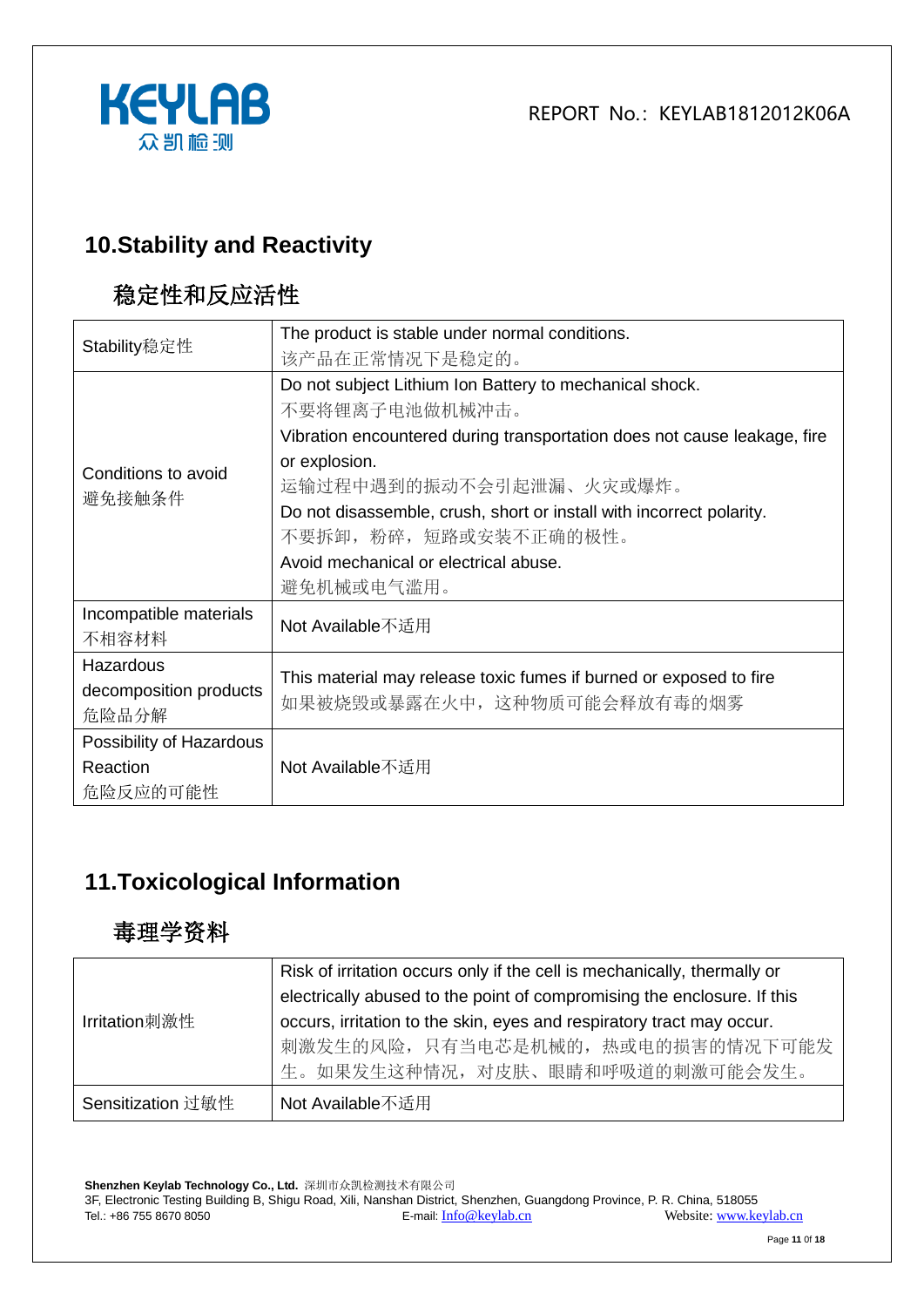## 10.Stability and Reactivity

## 稳定性和反应活性

| Stability稳定性 | The product is stable under normal conditions.<br>该产品在正常情况下是稳定的。 |
|---|---|
| Conditions to avoid<br>避免接触条件 | Do not subject Lithium Ion Battery to mechanical shock.<br>不要将锂离子电池做机械冲击。<br>Vibration encountered during transportation does not cause leakage, fire or explosion.<br>运输过程中遇到的振动不会引起泄漏、火灾或爆炸。<br>Do not disassemble, crush, short or install with incorrect polarity.<br>不要拆卸，粉碎，短路或安装不正确的极性。<br>Avoid mechanical or electrical abuse.<br>避免机械或电气滥用。 |
| Incompatible materials<br>不相容材料 | Not Available不适用 |
| Hazardous decomposition products<br>危险品分解 | This material may release toxic fumes if burned or exposed to fire<br>如果被烧毁或暴露在火中，这种物质可能会释放有毒的烟雾 |
| Possibility of Hazardous Reaction<br>危险反应的可能性 | Not Available不适用 |

## 11.Toxicological Information

## 毒理学资料

| Irritation刺激性 | Risk of irritation occurs only if the cell is mechanically, thermally or electrically abused to the point of compromising the enclosure. If this occurs, irritation to the skin, eyes and respiratory tract may occur.<br>刺激发生的风险，只有当电芯是机械的，热或电的损害的情况下可能发生。如果发生这种情况，对皮肤、眼睛和呼吸道的刺激可能会发生。 |
|---|---|
| Sensitization 过敏性 | Not Available不适用 |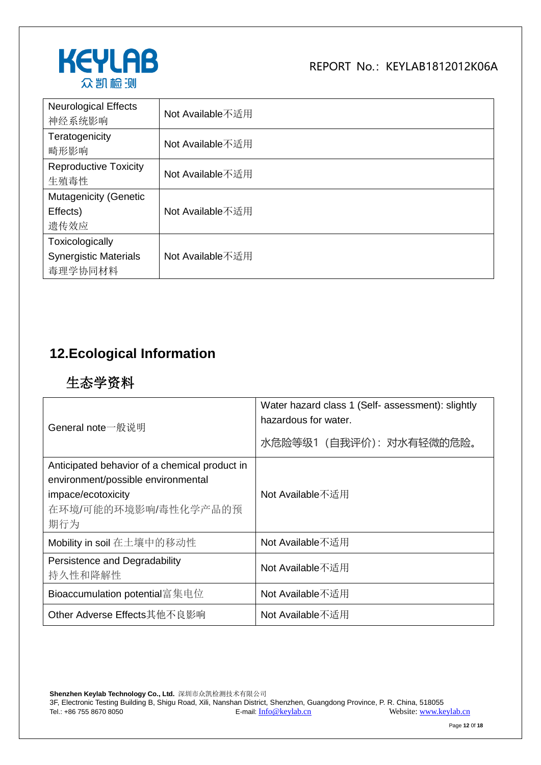| Neurological Effects 神经系统影响 | Not Available不适用 |
|---|---|
| Teratogenicity 畸形影响 | Not Available不适用 |
| Reproductive Toxicity 生殖毒性 | Not Available不适用 |
| Mutagenicity (Genetic Effects) 遗传效应 | Not Available不适用 |
| Toxicologically Synergistic Materials 毒理学协同材料 | Not Available不适用 |

## 12.Ecological Information

## 生态学资料

| General note一般说明 | Water hazard class 1 (Self- assessment): slightly hazardous for water.<br>水危险等级1（自我评价）：对水有轻微的危险。 |
|---|---|
| Anticipated behavior of a chemical product in environment/possible environmental impace/ecotoxicity 在环境/可能的环境影响/毒性化学产品的预期行为 | Not Available不适用 |
| Mobility in soil 在土壤中的移动性 | Not Available不适用 |
| Persistence and Degradability 持久性和降解性 | Not Available不适用 |
| Bioaccumulation potential富集电位 | Not Available不适用 |
| Other Adverse Effects其他不良影响 | Not Available不适用 |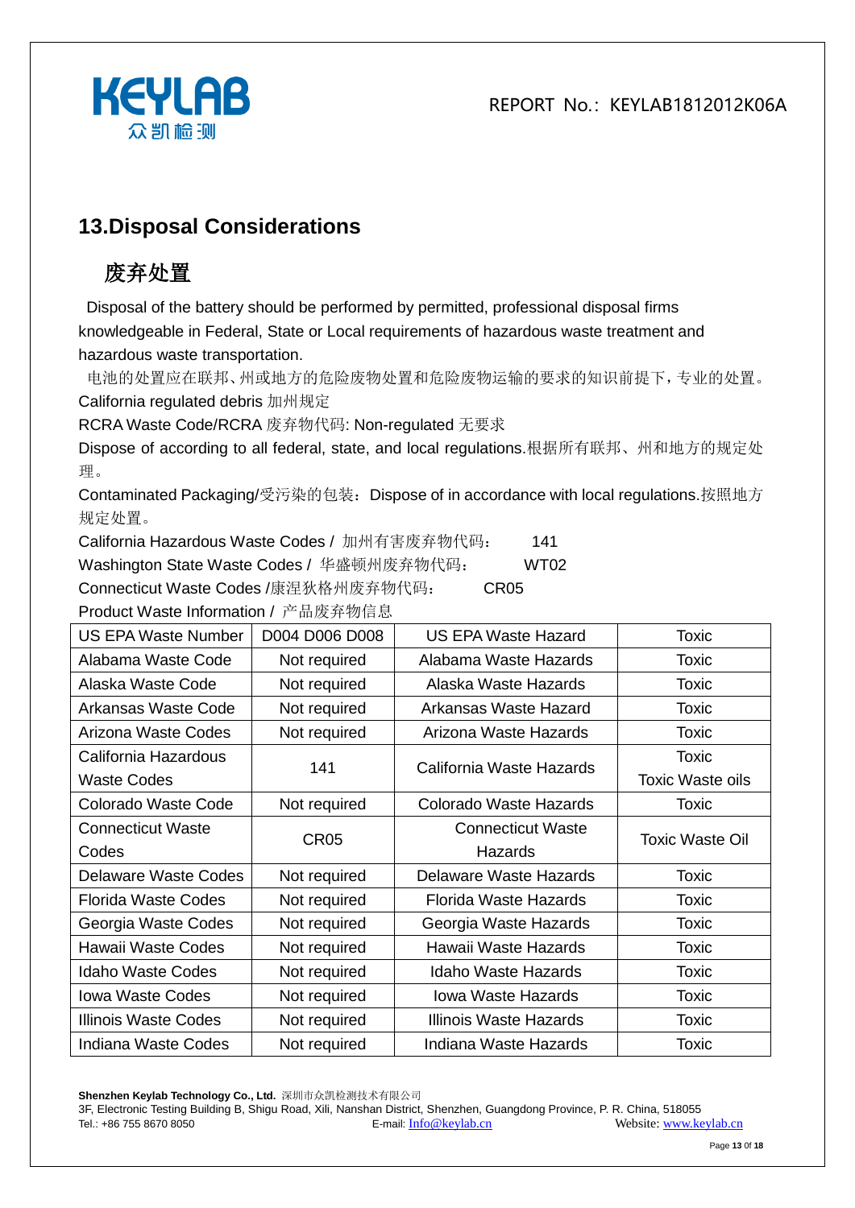## 13.Disposal Considerations

## 废弃处置

Disposal of the battery should be performed by permitted, professional disposal firms knowledgeable in Federal, State or Local requirements of hazardous waste treatment and hazardous waste transportation.

电池的处置应在联邦、州或地方的危险废物处置和危险废物运输的要求的知识前提下，专业的处置。

California regulated debris 加州规定

RCRA Waste Code/RCRA 废弃物代码: Non-regulated 无要求

Dispose of according to all federal, state, and local regulations.根据所有联邦、州和地方的规定处理。

Contaminated Packaging/受污染的包装：Dispose of in accordance with local regulations.按照地方规定处置。

California Hazardous Waste Codes / 加州有害废弃物代码： 141

Washington State Waste Codes / 华盛顿州废弃物代码： WT02

Connecticut Waste Codes /康涅狄格州废弃物代码： CR05

Product Waste Information / 产品废弃物信息

| US EPA Waste Number | D004 D006 D008 | US EPA Waste Hazard | Toxic |
|---|---|---|---|
| Alabama Waste Code | Not required | Alabama Waste Hazards | Toxic |
| Alaska Waste Code | Not required | Alaska Waste Hazards | Toxic |
| Arkansas Waste Code | Not required | Arkansas Waste Hazard | Toxic |
| Arizona Waste Codes | Not required | Arizona Waste Hazards | Toxic |
| California Hazardous Waste Codes | 141 | California Waste Hazards | Toxic<br>Toxic Waste oils |
| Colorado Waste Code | Not required | Colorado Waste Hazards | Toxic |
| Connecticut Waste Codes | CR05 | Connecticut Waste Hazards | Toxic Waste Oil |
| Delaware Waste Codes | Not required | Delaware Waste Hazards | Toxic |
| Florida Waste Codes | Not required | Florida Waste Hazards | Toxic |
| Georgia Waste Codes | Not required | Georgia Waste Hazards | Toxic |
| Hawaii Waste Codes | Not required | Hawaii Waste Hazards | Toxic |
| Idaho Waste Codes | Not required | Idaho Waste Hazards | Toxic |
| Iowa Waste Codes | Not required | Iowa Waste Hazards | Toxic |
| Illinois Waste Codes | Not required | Illinois Waste Hazards | Toxic |
| Indiana Waste Codes | Not required | Indiana Waste Hazards | Toxic |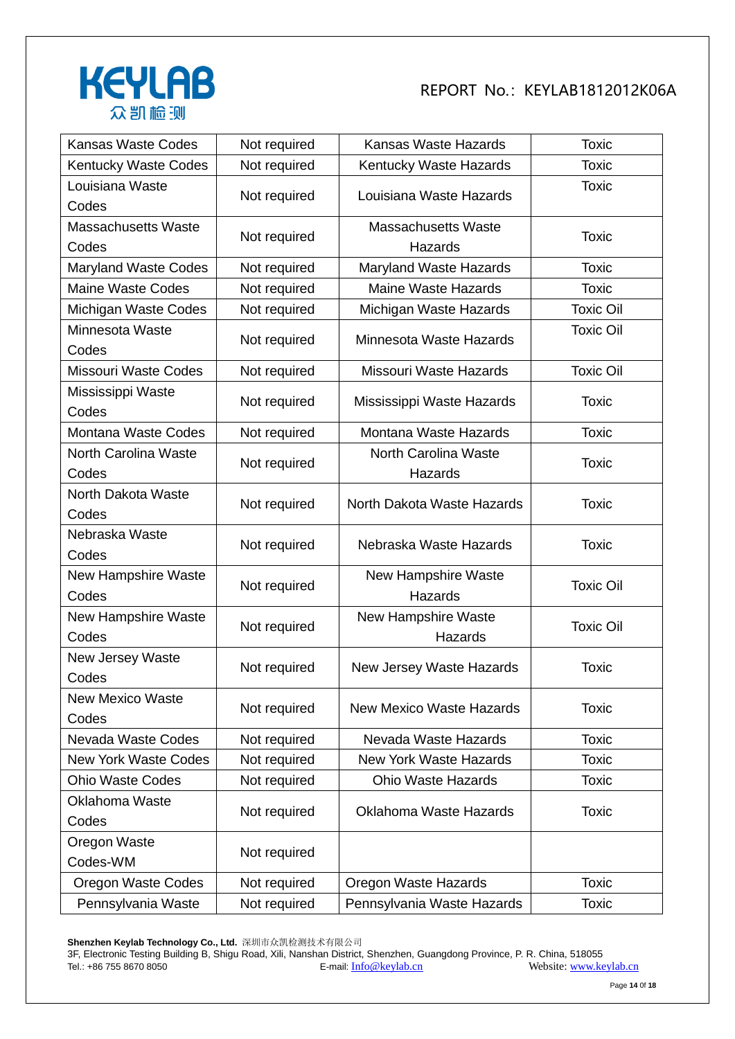| Kansas Waste Codes | Not required | Kansas Waste Hazards | Toxic |
|---|---|---|---|
| Kentucky Waste Codes | Not required | Kentucky Waste Hazards | Toxic |
| Louisiana Waste Codes | Not required | Louisiana Waste Hazards | Toxic |
| Massachusetts Waste Codes | Not required | Massachusetts Waste Hazards | Toxic |
| Maryland Waste Codes | Not required | Maryland Waste Hazards | Toxic |
| Maine Waste Codes | Not required | Maine Waste Hazards | Toxic |
| Michigan Waste Codes | Not required | Michigan Waste Hazards | Toxic Oil |
| Minnesota Waste Codes | Not required | Minnesota Waste Hazards | Toxic Oil |
| Missouri Waste Codes | Not required | Missouri Waste Hazards | Toxic Oil |
| Mississippi Waste Codes | Not required | Mississippi Waste Hazards | Toxic |
| Montana Waste Codes | Not required | Montana Waste Hazards | Toxic |
| North Carolina Waste Codes | Not required | North Carolina Waste Hazards | Toxic |
| North Dakota Waste Codes | Not required | North Dakota Waste Hazards | Toxic |
| Nebraska Waste Codes | Not required | Nebraska Waste Hazards | Toxic |
| New Hampshire Waste Codes | Not required | New Hampshire Waste Hazards | Toxic Oil |
| New Hampshire Waste Codes | Not required | New Hampshire Waste Hazards | Toxic Oil |
| New Jersey Waste Codes | Not required | New Jersey Waste Hazards | Toxic |
| New Mexico Waste Codes | Not required | New Mexico Waste Hazards | Toxic |
| Nevada Waste Codes | Not required | Nevada Waste Hazards | Toxic |
| New York Waste Codes | Not required | New York Waste Hazards | Toxic |
| Ohio Waste Codes | Not required | Ohio Waste Hazards | Toxic |
| Oklahoma Waste Codes | Not required | Oklahoma Waste Hazards | Toxic |
| Oregon Waste Codes-WM | Not required | | |
| Oregon Waste Codes | Not required | Oregon Waste Hazards | Toxic |
| Pennsylvania Waste | Not required | Pennsylvania Waste Hazards | Toxic |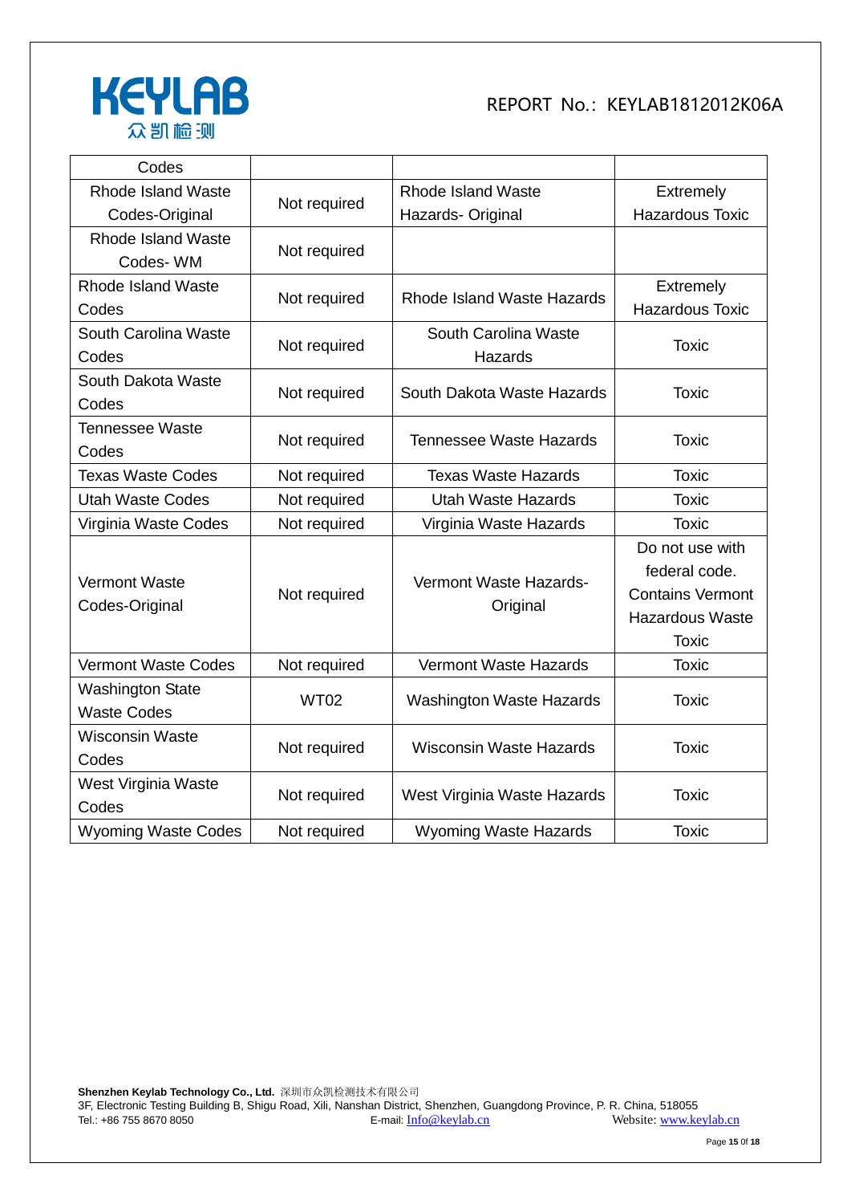| Codes | | | |
|---|---|---|---|
| Rhode Island Waste Codes-Original | Not required | Rhode Island Waste Hazards- Original | Extremely Hazardous Toxic |
| Rhode Island Waste Codes- WM | Not required | | |
| Rhode Island Waste Codes | Not required | Rhode Island Waste Hazards | Extremely Hazardous Toxic |
| South Carolina Waste Codes | Not required | South Carolina Waste Hazards | Toxic |
| South Dakota Waste Codes | Not required | South Dakota Waste Hazards | Toxic |
| Tennessee Waste Codes | Not required | Tennessee Waste Hazards | Toxic |
| Texas Waste Codes | Not required | Texas Waste Hazards | Toxic |
| Utah Waste Codes | Not required | Utah Waste Hazards | Toxic |
| Virginia Waste Codes | Not required | Virginia Waste Hazards | Toxic |
| Vermont Waste Codes-Original | Not required | Vermont Waste Hazards- Original | Do not use with federal code. Contains Vermont Hazardous Waste Toxic |
| Vermont Waste Codes | Not required | Vermont Waste Hazards | Toxic |
| Washington State Waste Codes | WT02 | Washington Waste Hazards | Toxic |
| Wisconsin Waste Codes | Not required | Wisconsin Waste Hazards | Toxic |
| West Virginia Waste Codes | Not required | West Virginia Waste Hazards | Toxic |
| Wyoming Waste Codes | Not required | Wyoming Waste Hazards | Toxic |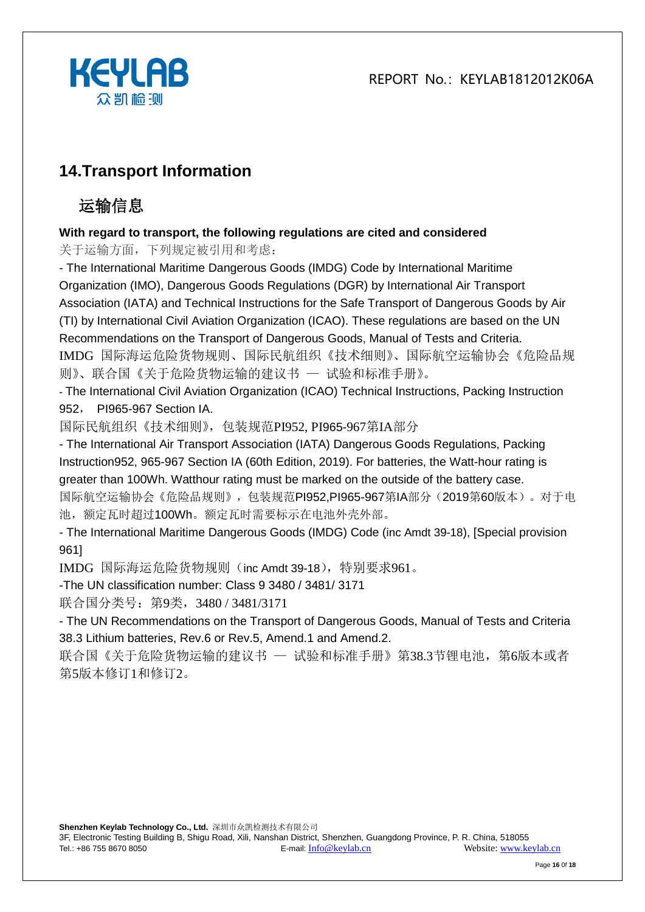## 14.Transport Information

## 运输信息

**With regard to transport, the following regulations are cited and considered**

关于运输方面，下列规定被引用和考虑：

- The International Maritime Dangerous Goods (IMDG) Code by International Maritime Organization (IMO), Dangerous Goods Regulations (DGR) by International Air Transport Association (IATA) and Technical Instructions for the Safe Transport of Dangerous Goods by Air (TI) by International Civil Aviation Organization (ICAO). These regulations are based on the UN Recommendations on the Transport of Dangerous Goods, Manual of Tests and Criteria.

IMDG 国际海运危险货物规则、国际民航组织《技术细则》、国际航空运输协会《危险品规则》、联合国《关于危险货物运输的建议书 — 试验和标准手册》。

- The International Civil Aviation Organization (ICAO) Technical Instructions, Packing Instruction 952， PI965-967 Section IA.

国际民航组织《技术细则》，包装规范PI952, PI965-967第IA部分

- The International Air Transport Association (IATA) Dangerous Goods Regulations, Packing Instruction952, 965-967 Section IA (60th Edition, 2019). For batteries, the Watt-hour rating is greater than 100Wh. Watthour rating must be marked on the outside of the battery case.

国际航空运输协会《危险品规则》，包装规范PI952,PI965-967第IA部分（2019第60版本）。对于电池，额定瓦时超过100Wh。额定瓦时需要标示在电池外壳外部。

- The International Maritime Dangerous Goods (IMDG) Code (inc Amdt 39-18), [Special provision 961]

IMDG 国际海运危险货物规则（inc Amdt 39-18），特别要求961。

-The UN classification number: Class 9 3480 / 3481/ 3171

联合国分类号：第9类，3480 / 3481/3171

- The UN Recommendations on the Transport of Dangerous Goods, Manual of Tests and Criteria 38.3 Lithium batteries, Rev.6 or Rev.5, Amend.1 and Amend.2.

联合国《关于危险货物运输的建议书 — 试验和标准手册》第38.3节锂电池，第6版本或者第5版本修订1和修订2。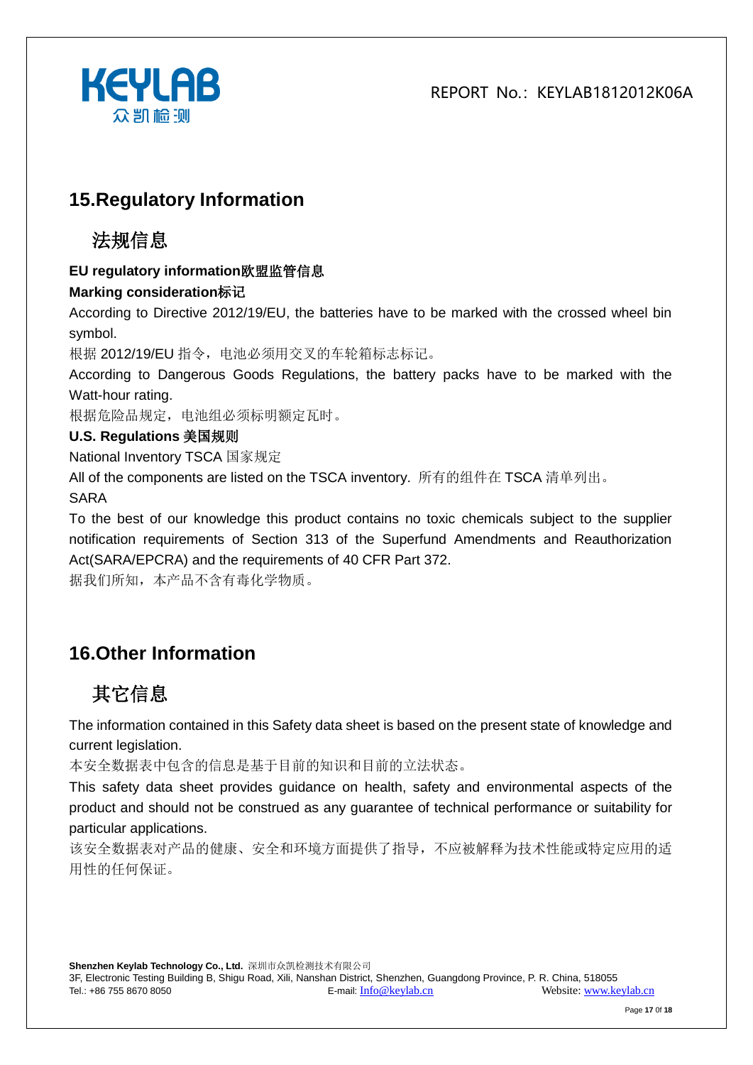## 15.Regulatory Information

## 法规信息

**EU regulatory information欧盟监管信息**

**Marking consideration标记**

According to Directive 2012/19/EU, the batteries have to be marked with the crossed wheel bin symbol.

根据 2012/19/EU 指令，电池必须用交叉的车轮箱标志标记。

According to Dangerous Goods Regulations, the battery packs have to be marked with the Watt-hour rating.

根据危险品规定，电池组必须标明额定瓦时。

**U.S. Regulations 美国规则**

National Inventory TSCA 国家规定

All of the components are listed on the TSCA inventory. 所有的组件在 TSCA 清单列出。

SARA

To the best of our knowledge this product contains no toxic chemicals subject to the supplier notification requirements of Section 313 of the Superfund Amendments and Reauthorization Act(SARA/EPCRA) and the requirements of 40 CFR Part 372.

据我们所知，本产品不含有毒化学物质。

## 16.Other Information

## 其它信息

The information contained in this Safety data sheet is based on the present state of knowledge and current legislation.

本安全数据表中包含的信息是基于目前的知识和目前的立法状态。

This safety data sheet provides guidance on health, safety and environmental aspects of the product and should not be construed as any guarantee of technical performance or suitability for particular applications.

该安全数据表对产品的健康、安全和环境方面提供了指导，不应被解释为技术性能或特定应用的适用性的任何保证。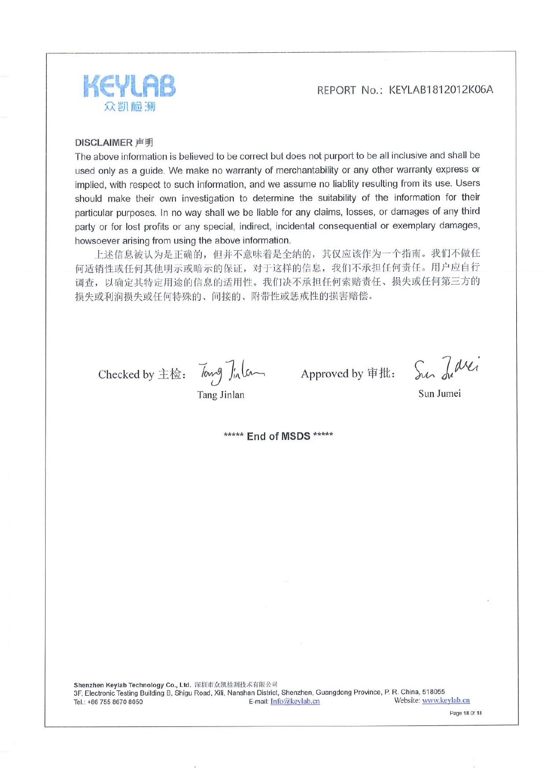**DISCLAIMER 声明**

The above information is believed to be correct but does not purport to be all inclusive and shall be used only as a guide. We make no warranty of merchantability or any other warranty express or implied, with respect to such information, and we assume no liablity resulting from its use. Users should make their own investigation to determine the suitability of the information for their particular purposes. In no way shall we be liable for any claims, losses, or damages of any third party or for lost profits or any special, indirect, incidental consequential or exemplary damages, howsoever arising from using the above information.

上述信息被认为是正确的，但并不意味着是全纳的，其仅应该作为一个指南。我们不做任何适销性或任何其他明示或暗示的保证，对于这样的信息，我们不承担任何责任。用户应自行调查，以确定其特定用途的信息的适用性。我们决不承担任何索赔责任、损失或任何第三方的损失或利润损失或任何特殊的、间接的、附带性或惩戒性的损害赔偿。

Checked by 主检：Tang Jinlan

Approved by 审批：Sun Jumei

\*\*\*\*\* End of MSDS \*\*\*\*\*